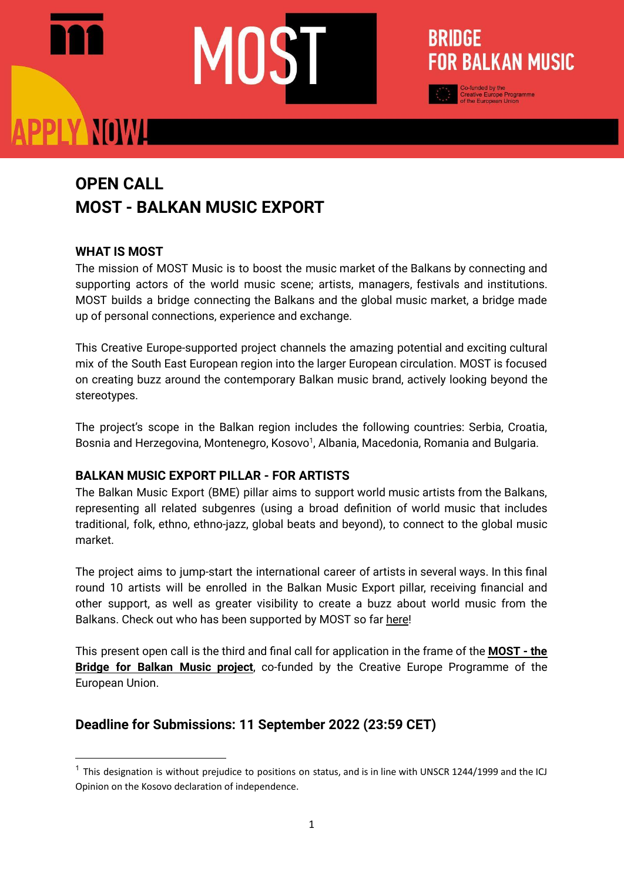MOST

BRIDGE FOR BALKAN MUSIC

Co-funded by the Creative Europe Programme of the European Union

APPLY NOW!

# OPEN CALL
# MOST - BALKAN MUSIC EXPORT

## WHAT IS MOST

The mission of MOST Music is to boost the music market of the Balkans by connecting and supporting actors of the world music scene; artists, managers, festivals and institutions. MOST builds a bridge connecting the Balkans and the global music market, a bridge made up of personal connections, experience and exchange.

This Creative Europe-supported project channels the amazing potential and exciting cultural mix of the South East European region into the larger European circulation. MOST is focused on creating buzz around the contemporary Balkan music brand, actively looking beyond the stereotypes.

The project's scope in the Balkan region includes the following countries: Serbia, Croatia, Bosnia and Herzegovina, Montenegro, Kosovo[1], Albania, Macedonia, Romania and Bulgaria.

## BALKAN MUSIC EXPORT PILLAR - FOR ARTISTS

The Balkan Music Export (BME) pillar aims to support world music artists from the Balkans, representing all related subgenres (using a broad definition of world music that includes traditional, folk, ethno, ethno-jazz, global beats and beyond), to connect to the global music market.

The project aims to jump-start the international career of artists in several ways. In this final round 10 artists will be enrolled in the Balkan Music Export pillar, receiving financial and other support, as well as greater visibility to create a buzz about world music from the Balkans. Check out who has been supported by MOST so far here!

This present open call is the third and final call for application in the frame of the **MOST - the Bridge for Balkan Music project**, co-funded by the Creative Europe Programme of the European Union.

## Deadline for Submissions: 11 September 2022 (23:59 CET)

[1] This designation is without prejudice to positions on status, and is in line with UNSCR 1244/1999 and the ICJ Opinion on the Kosovo declaration of independence.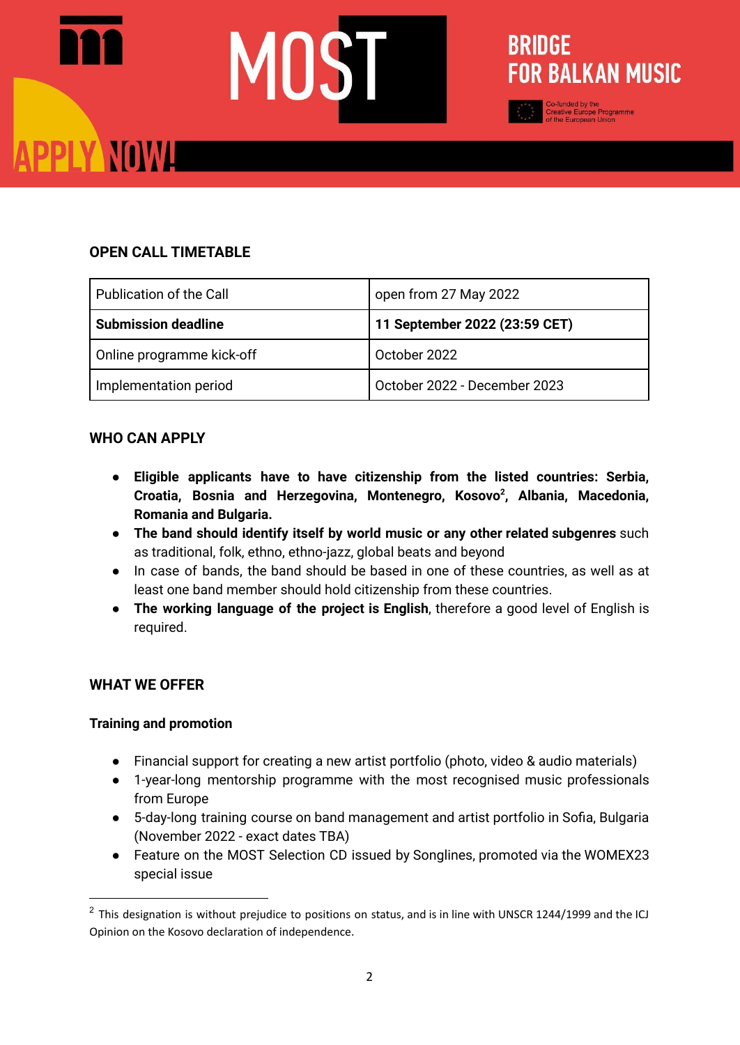## OPEN CALL TIMETABLE

| Publication of the Call | open from 27 May 2022 |
|---|---|
| **Submission deadline** | **11 September 2022 (23:59 CET)** |
| Online programme kick-off | October 2022 |
| Implementation period | October 2022 - December 2023 |

## WHO CAN APPLY

- **Eligible applicants have to have citizenship from the listed countries: Serbia, Croatia, Bosnia and Herzegovina, Montenegro, Kosovo[2], Albania, Macedonia, Romania and Bulgaria.**
- **The band should identify itself by world music or any other related subgenres** such as traditional, folk, ethno, ethno-jazz, global beats and beyond
- In case of bands, the band should be based in one of these countries, as well as at least one band member should hold citizenship from these countries.
- **The working language of the project is English**, therefore a good level of English is required.

## WHAT WE OFFER

### Training and promotion

- Financial support for creating a new artist portfolio (photo, video & audio materials)
- 1-year-long mentorship programme with the most recognised music professionals from Europe
- 5-day-long training course on band management and artist portfolio in Sofia, Bulgaria (November 2022 - exact dates TBA)
- Feature on the MOST Selection CD issued by Songlines, promoted via the WOMEX23 special issue

[2] This designation is without prejudice to positions on status, and is in line with UNSCR 1244/1999 and the ICJ Opinion on the Kosovo declaration of independence.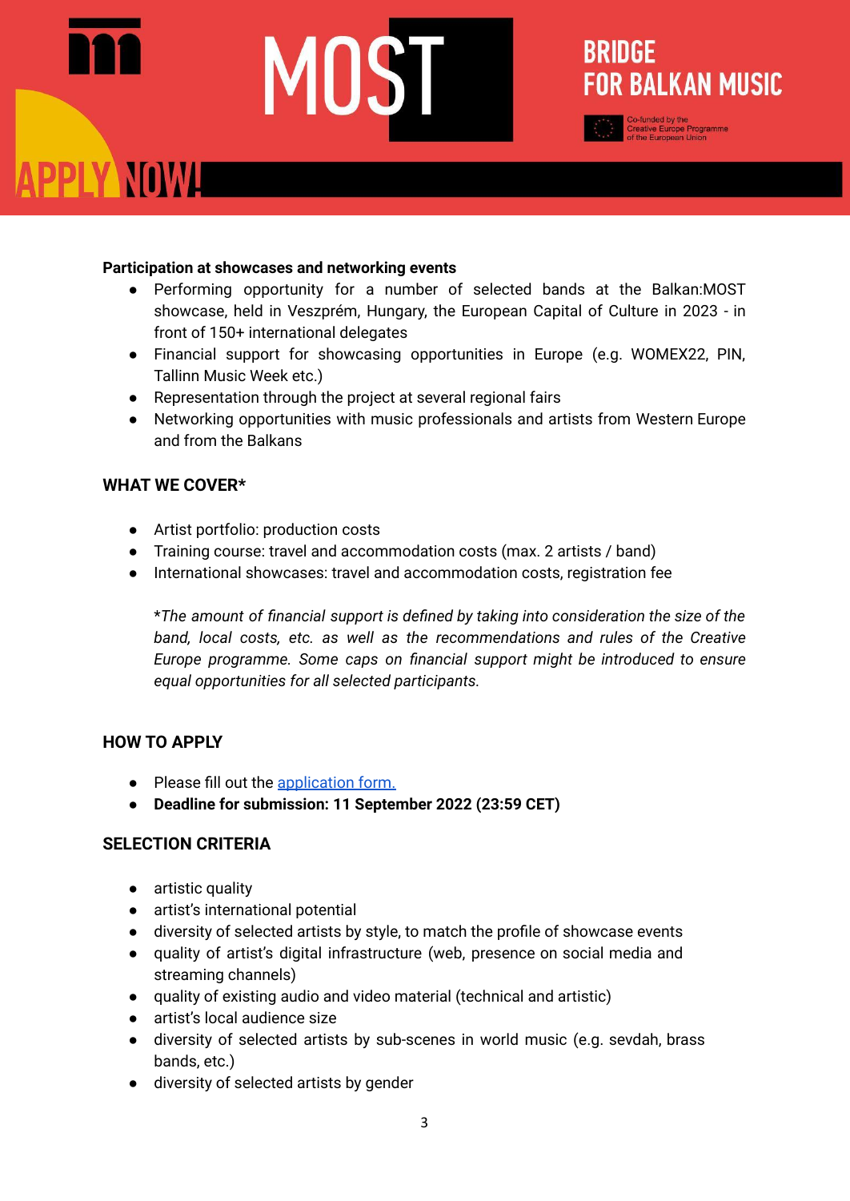**Participation at showcases and networking events**

- Performing opportunity for a number of selected bands at the Balkan:MOST showcase, held in Veszprém, Hungary, the European Capital of Culture in 2023 - in front of 150+ international delegates
- Financial support for showcasing opportunities in Europe (e.g. WOMEX22, PIN, Tallinn Music Week etc.)
- Representation through the project at several regional fairs
- Networking opportunities with music professionals and artists from Western Europe and from the Balkans

## WHAT WE COVER*

- Artist portfolio: production costs
- Training course: travel and accommodation costs (max. 2 artists / band)
- International showcases: travel and accommodation costs, registration fee

*\*The amount of financial support is defined by taking into consideration the size of the band, local costs, etc. as well as the recommendations and rules of the Creative Europe programme. Some caps on financial support might be introduced to ensure equal opportunities for all selected participants.*

## HOW TO APPLY

- Please fill out the [application form.](application form)
- **Deadline for submission: 11 September 2022 (23:59 CET)**

## SELECTION CRITERIA

- artistic quality
- artist's international potential
- diversity of selected artists by style, to match the profile of showcase events
- quality of artist's digital infrastructure (web, presence on social media and streaming channels)
- quality of existing audio and video material (technical and artistic)
- artist's local audience size
- diversity of selected artists by sub-scenes in world music (e.g. sevdah, brass bands, etc.)
- diversity of selected artists by gender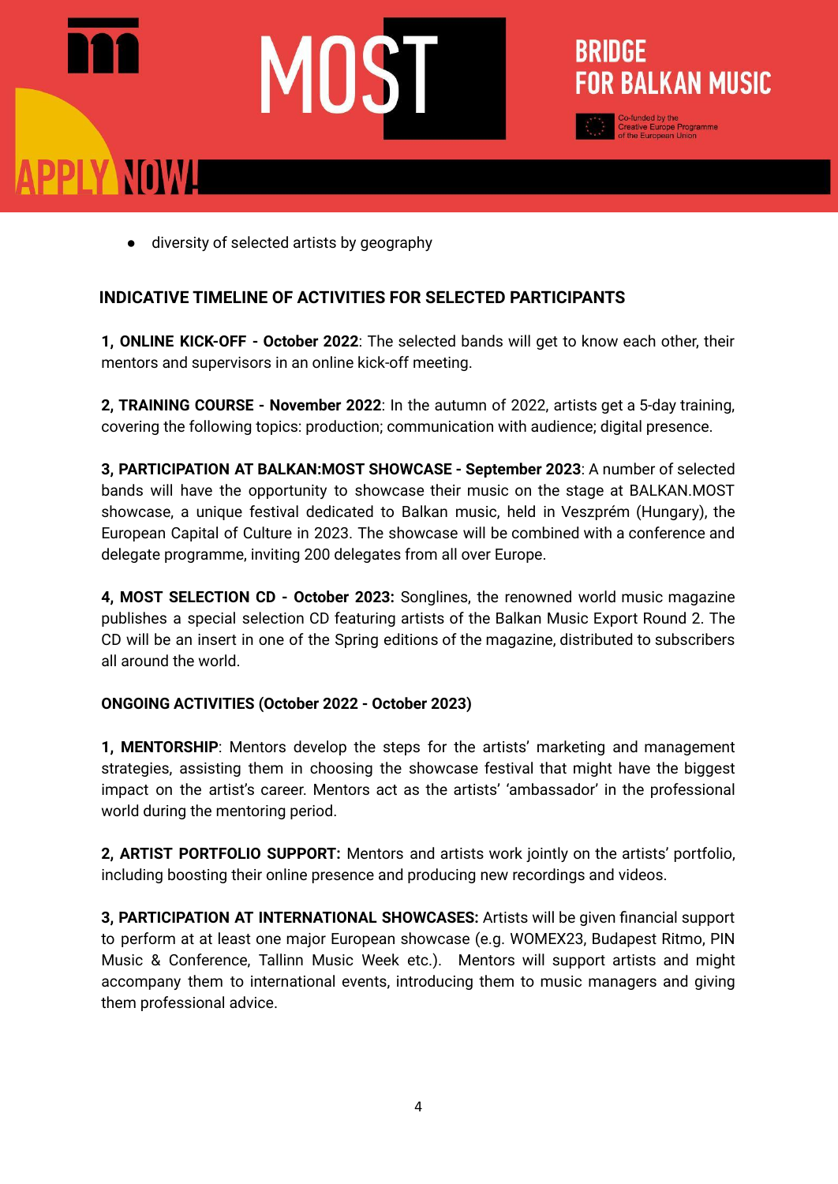- diversity of selected artists by geography

## INDICATIVE TIMELINE OF ACTIVITIES FOR SELECTED PARTICIPANTS

**1, ONLINE KICK-OFF - October 2022**: The selected bands will get to know each other, their mentors and supervisors in an online kick-off meeting.

**2, TRAINING COURSE - November 2022**: In the autumn of 2022, artists get a 5-day training, covering the following topics: production; communication with audience; digital presence.

**3, PARTICIPATION AT BALKAN:MOST SHOWCASE - September 2023**: A number of selected bands will have the opportunity to showcase their music on the stage at BALKAN.MOST showcase, a unique festival dedicated to Balkan music, held in Veszprém (Hungary), the European Capital of Culture in 2023. The showcase will be combined with a conference and delegate programme, inviting 200 delegates from all over Europe.

**4, MOST SELECTION CD - October 2023:** Songlines, the renowned world music magazine publishes a special selection CD featuring artists of the Balkan Music Export Round 2. The CD will be an insert in one of the Spring editions of the magazine, distributed to subscribers all around the world.

**ONGOING ACTIVITIES (October 2022 - October 2023)**

**1, MENTORSHIP**: Mentors develop the steps for the artists' marketing and management strategies, assisting them in choosing the showcase festival that might have the biggest impact on the artist's career. Mentors act as the artists' 'ambassador' in the professional world during the mentoring period.

**2, ARTIST PORTFOLIO SUPPORT:** Mentors and artists work jointly on the artists' portfolio, including boosting their online presence and producing new recordings and videos.

**3, PARTICIPATION AT INTERNATIONAL SHOWCASES:** Artists will be given financial support to perform at at least one major European showcase (e.g. WOMEX23, Budapest Ritmo, PIN Music & Conference, Tallinn Music Week etc.). Mentors will support artists and might accompany them to international events, introducing them to music managers and giving them professional advice.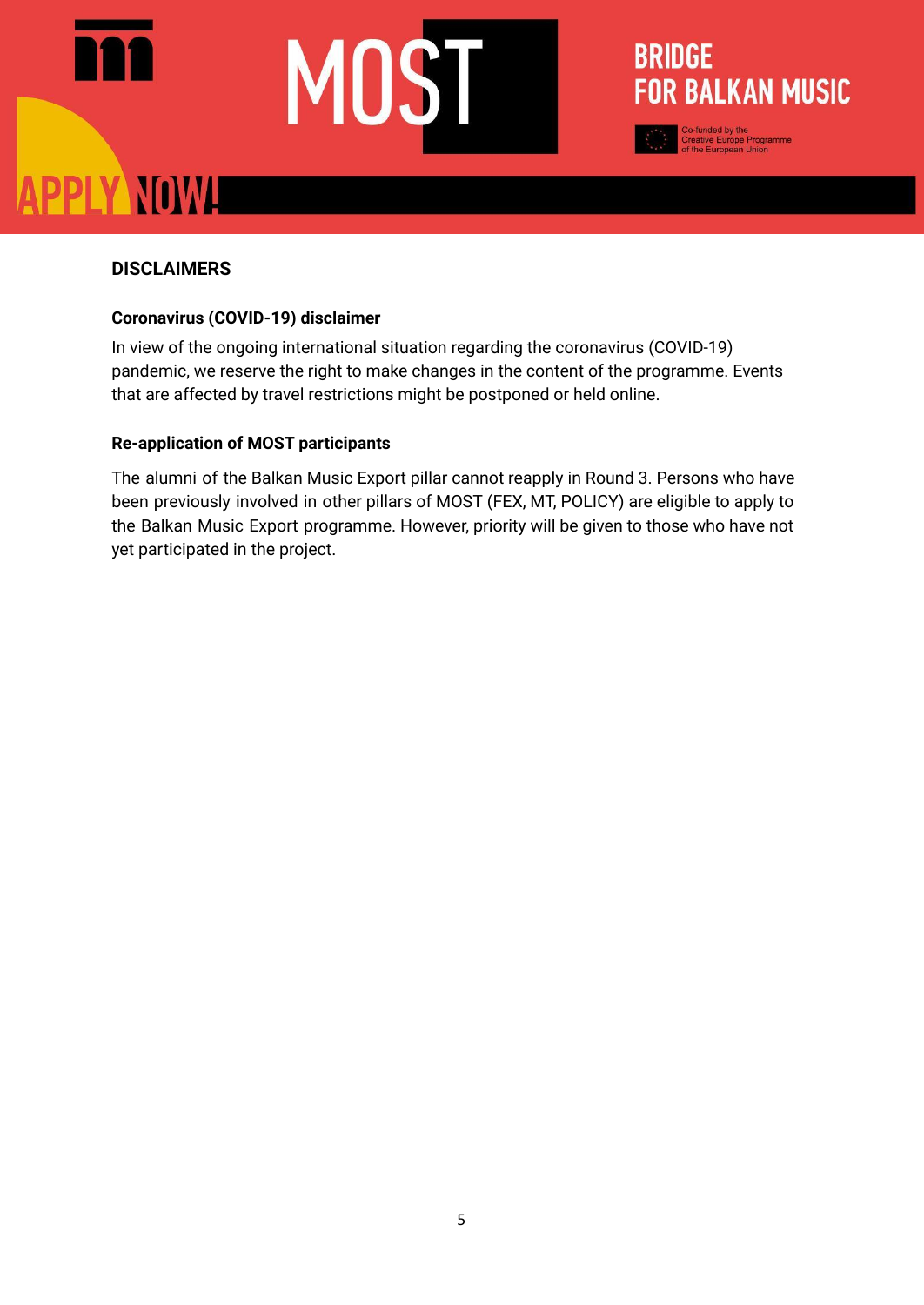## DISCLAIMERS

### Coronavirus (COVID-19) disclaimer

In view of the ongoing international situation regarding the coronavirus (COVID-19) pandemic, we reserve the right to make changes in the content of the programme. Events that are affected by travel restrictions might be postponed or held online.

### Re-application of MOST participants

The alumni of the Balkan Music Export pillar cannot reapply in Round 3. Persons who have been previously involved in other pillars of MOST (FEX, MT, POLICY) are eligible to apply to the Balkan Music Export programme. However, priority will be given to those who have not yet participated in the project.